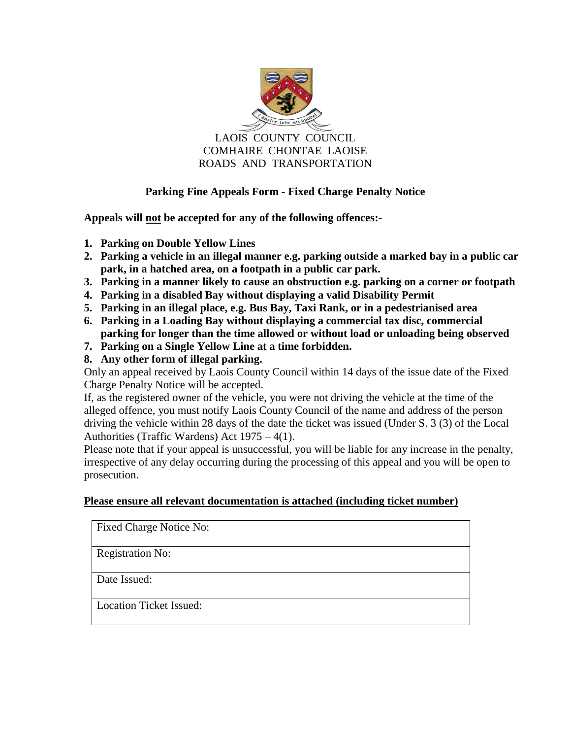LAOIS COUNTY COUNCIL
COMHAIRE CHONTAE LAOISE
ROADS AND TRANSPORTATION

## Parking Fine Appeals Form - Fixed Charge Penalty Notice

**Appeals will not be accepted for any of the following offences:-**

1. **Parking on Double Yellow Lines**
2. **Parking a vehicle in an illegal manner e.g. parking outside a marked bay in a public car park, in a hatched area, on a footpath in a public car park.**
3. **Parking in a manner likely to cause an obstruction e.g. parking on a corner or footpath**
4. **Parking in a disabled Bay without displaying a valid Disability Permit**
5. **Parking in an illegal place, e.g. Bus Bay, Taxi Rank, or in a pedestrianised area**
6. **Parking in a Loading Bay without displaying a commercial tax disc, commercial parking for longer than the time allowed or without load or unloading being observed**
7. **Parking on a Single Yellow Line at a time forbidden.**
8. **Any other form of illegal parking.**

Only an appeal received by Laois County Council within 14 days of the issue date of the Fixed Charge Penalty Notice will be accepted.

If, as the registered owner of the vehicle, you were not driving the vehicle at the time of the alleged offence, you must notify Laois County Council of the name and address of the person driving the vehicle within 28 days of the date the ticket was issued (Under S. 3 (3) of the Local Authorities (Traffic Wardens) Act 1975 – 4(1).

Please note that if your appeal is unsuccessful, you will be liable for any increase in the penalty, irrespective of any delay occurring during the processing of this appeal and you will be open to prosecution.

**Please ensure all relevant documentation is attached (including ticket number)**

| Fixed Charge Notice No: |
| --- |
| Registration No: |
| Date Issued: |
| Location Ticket Issued: |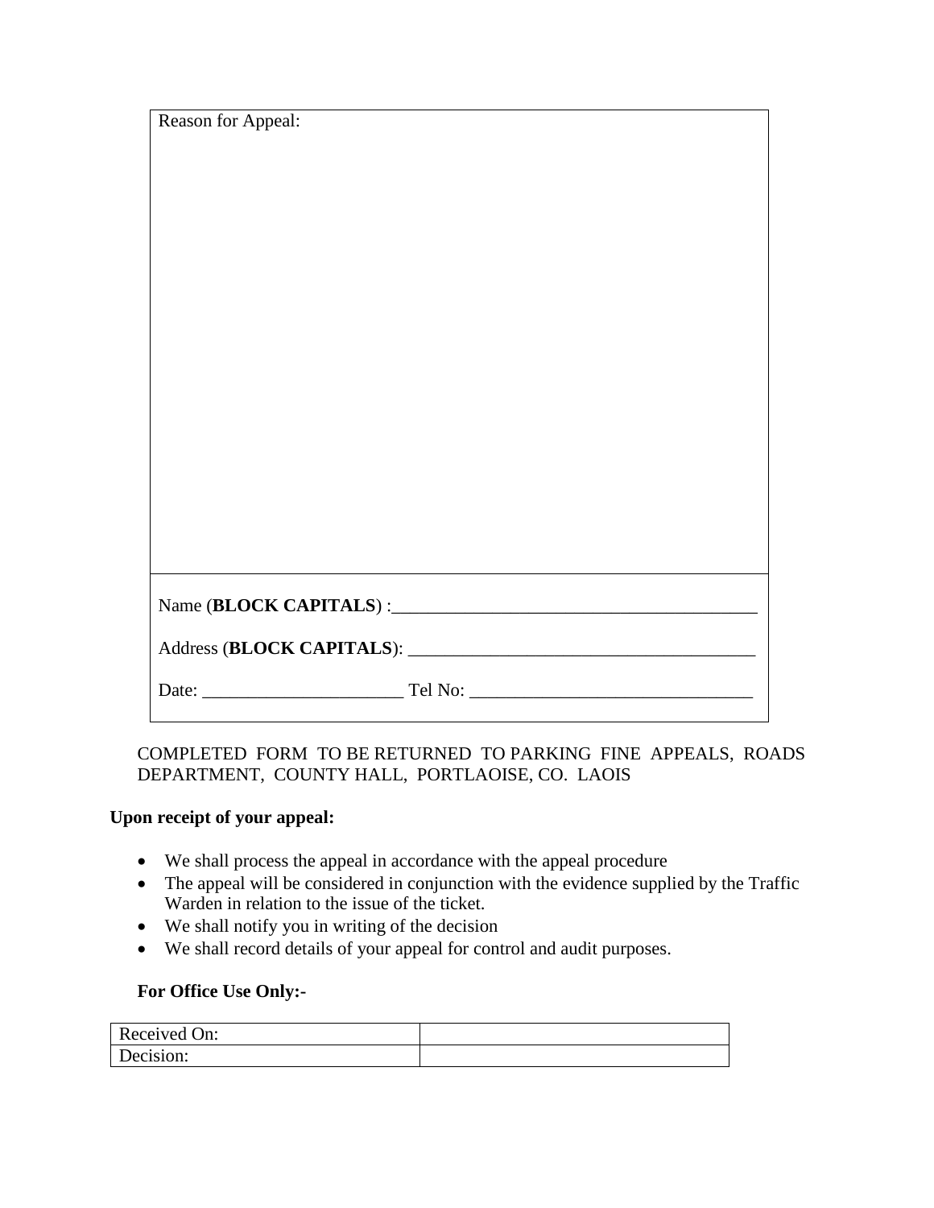| Reason for Appeal: |
| --- |
| Name (**BLOCK CAPITALS**) :_________________________________________ |
| Address (**BLOCK CAPITALS**): ______________________________________ |
| Date: ______________________ Tel No: _______________________________ |

COMPLETED FORM TO BE RETURNED TO PARKING FINE APPEALS, ROADS DEPARTMENT, COUNTY HALL, PORTLAOISE, CO. LAOIS

**Upon receipt of your appeal:**

- We shall process the appeal in accordance with the appeal procedure
- The appeal will be considered in conjunction with the evidence supplied by the Traffic Warden in relation to the issue of the ticket.
- We shall notify you in writing of the decision
- We shall record details of your appeal for control and audit purposes.

**For Office Use Only:-**

| | |
| --- | --- |
| Received On: | |
| Decision: | |